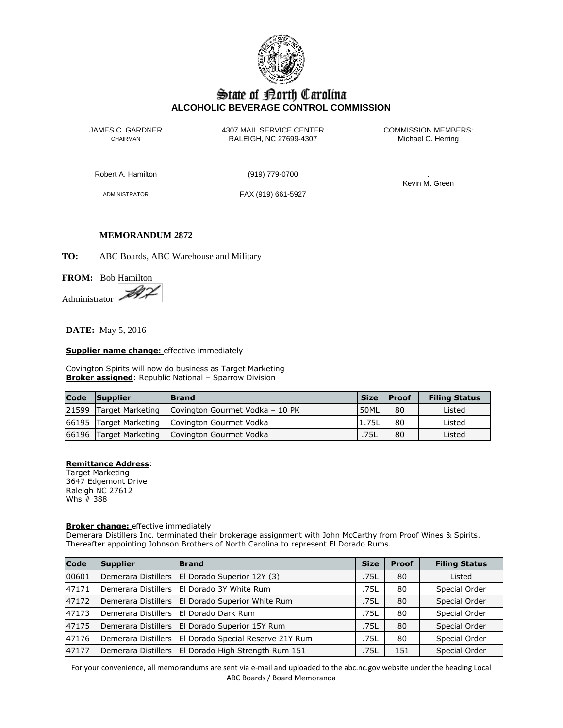# State of North Carolina
## ALCOHOLIC BEVERAGE CONTROL COMMISSION

JAMES C. GARDNER
CHAIRMAN

4307 MAIL SERVICE CENTER
RALEIGH, NC 27699-4307

COMMISSION MEMBERS:
Michael C. Herring

Robert A. Hamilton

(919) 779-0700

.
Kevin M. Green

ADMINISTRATOR

FAX (919) 661-5927

**MEMORANDUM 2872**

**TO:** ABC Boards, ABC Warehouse and Military

**FROM:** Bob Hamilton
Administrator

**DATE:** May 5, 2016

**Supplier name change:** effective immediately

Covington Spirits will now do business as Target Marketing
**Broker assigned**: Republic National – Sparrow Division

| Code | Supplier | Brand | Size | Proof | Filing Status |
|---|---|---|---|---|---|
| 21599 | Target Marketing | Covington Gourmet Vodka – 10 PK | 50ML | 80 | Listed |
| 66195 | Target Marketing | Covington Gourmet Vodka | 1.75L | 80 | Listed |
| 66196 | Target Marketing | Covington Gourmet Vodka | .75L | 80 | Listed |

**Remittance Address**:
Target Marketing
3647 Edgemont Drive
Raleigh NC 27612
Whs # 388

**Broker change:** effective immediately
Demerara Distillers Inc. terminated their brokerage assignment with John McCarthy from Proof Wines & Spirits. Thereafter appointing Johnson Brothers of North Carolina to represent El Dorado Rums.

| Code | Supplier | Brand | Size | Proof | Filing Status |
|---|---|---|---|---|---|
| 00601 | Demerara Distillers | El Dorado Superior 12Y (3) | .75L | 80 | Listed |
| 47171 | Demerara Distillers | El Dorado 3Y White Rum | .75L | 80 | Special Order |
| 47172 | Demerara Distillers | El Dorado Superior White Rum | .75L | 80 | Special Order |
| 47173 | Demerara Distillers | El Dorado Dark Rum | .75L | 80 | Special Order |
| 47175 | Demerara Distillers | El Dorado Superior 15Y Rum | .75L | 80 | Special Order |
| 47176 | Demerara Distillers | El Dorado Special Reserve 21Y Rum | .75L | 80 | Special Order |
| 47177 | Demerara Distillers | El Dorado High Strength Rum 151 | .75L | 151 | Special Order |

For your convenience, all memorandums are sent via e-mail and uploaded to the abc.nc.gov website under the heading Local ABC Boards / Board Memoranda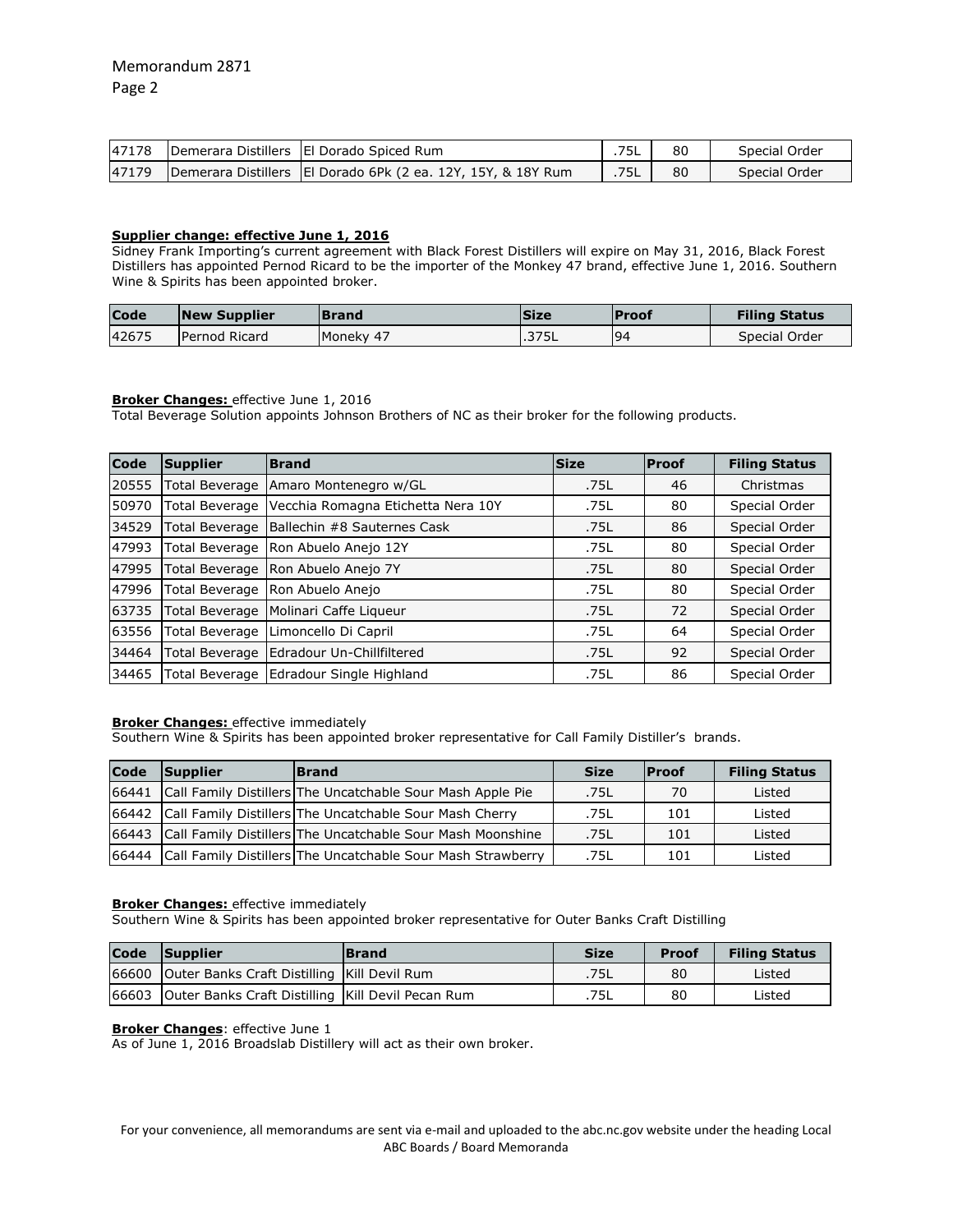| 47178 | Demerara Distillers | El Dorado Spiced Rum | .75L | 80 | Special Order |
|---|---|---|---|---|---|
| 47179 | Demerara Distillers | El Dorado 6Pk (2 ea. 12Y, 15Y, & 18Y Rum | .75L | 80 | Special Order |

**Supplier change: effective June 1, 2016**

Sidney Frank Importing's current agreement with Black Forest Distillers will expire on May 31, 2016, Black Forest Distillers has appointed Pernod Ricard to be the importer of the Monkey 47 brand, effective June 1, 2016. Southern Wine & Spirits has been appointed broker.

| Code | New Supplier | Brand | Size | Proof | Filing Status |
|---|---|---|---|---|---|
| 42675 | Pernod Ricard | Moneky 47 | .375L | 94 | Special Order |

**Broker Changes:** effective June 1, 2016

Total Beverage Solution appoints Johnson Brothers of NC as their broker for the following products.

| Code | Supplier | Brand | Size | Proof | Filing Status |
|---|---|---|---|---|---|
| 20555 | Total Beverage | Amaro Montenegro w/GL | .75L | 46 | Christmas |
| 50970 | Total Beverage | Vecchia Romagna Etichetta Nera 10Y | .75L | 80 | Special Order |
| 34529 | Total Beverage | Ballechin #8 Sauternes Cask | .75L | 86 | Special Order |
| 47993 | Total Beverage | Ron Abuelo Anejo 12Y | .75L | 80 | Special Order |
| 47995 | Total Beverage | Ron Abuelo Anejo 7Y | .75L | 80 | Special Order |
| 47996 | Total Beverage | Ron Abuelo Anejo | .75L | 80 | Special Order |
| 63735 | Total Beverage | Molinari Caffe Liqueur | .75L | 72 | Special Order |
| 63556 | Total Beverage | Limoncello Di Capril | .75L | 64 | Special Order |
| 34464 | Total Beverage | Edradour Un-Chillfiltered | .75L | 92 | Special Order |
| 34465 | Total Beverage | Edradour Single Highland | .75L | 86 | Special Order |

**Broker Changes:** effective immediately

Southern Wine & Spirits has been appointed broker representative for Call Family Distiller's brands.

| Code | Supplier | Brand | Size | Proof | Filing Status |
|---|---|---|---|---|---|
| 66441 | Call Family Distillers | The Uncatchable Sour Mash Apple Pie | .75L | 70 | Listed |
| 66442 | Call Family Distillers | The Uncatchable Sour Mash Cherry | .75L | 101 | Listed |
| 66443 | Call Family Distillers | The Uncatchable Sour Mash Moonshine | .75L | 101 | Listed |
| 66444 | Call Family Distillers | The Uncatchable Sour Mash Strawberry | .75L | 101 | Listed |

**Broker Changes:** effective immediately

Southern Wine & Spirits has been appointed broker representative for Outer Banks Craft Distilling

| Code | Supplier | Brand | Size | Proof | Filing Status |
|---|---|---|---|---|---|
| 66600 | Outer Banks Craft Distilling | Kill Devil Rum | .75L | 80 | Listed |
| 66603 | Outer Banks Craft Distilling | Kill Devil Pecan Rum | .75L | 80 | Listed |

**Broker Changes**: effective June 1

As of June 1, 2016 Broadslab Distillery will act as their own broker.

For your convenience, all memorandums are sent via e-mail and uploaded to the abc.nc.gov website under the heading Local ABC Boards / Board Memoranda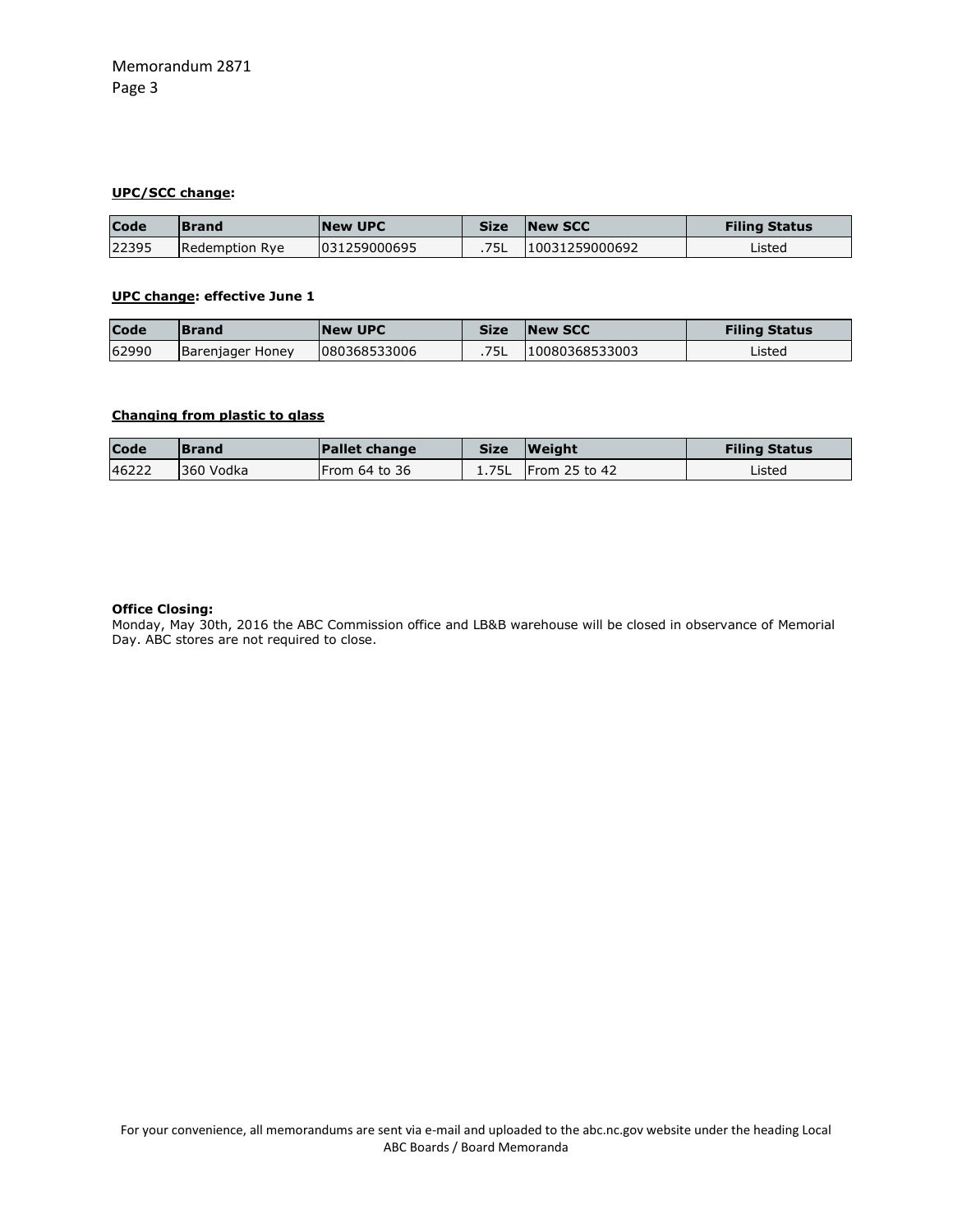**UPC/SCC change:**

| Code | Brand | New UPC | Size | New SCC | Filing Status |
|---|---|---|---|---|---|
| 22395 | Redemption Rye | 031259000695 | .75L | 10031259000692 | Listed |

**UPC change: effective June 1**

| Code | Brand | New UPC | Size | New SCC | Filing Status |
|---|---|---|---|---|---|
| 62990 | Barenjager Honey | 080368533006 | .75L | 10080368533003 | Listed |

**Changing from plastic to glass**

| Code | Brand | Pallet change | Size | Weight | Filing Status |
|---|---|---|---|---|---|
| 46222 | 360 Vodka | From 64 to 36 | 1.75L | From 25 to 42 | Listed |

**Office Closing:**
Monday, May 30th, 2016 the ABC Commission office and LB&B warehouse will be closed in observance of Memorial Day. ABC stores are not required to close.

For your convenience, all memorandums are sent via e-mail and uploaded to the abc.nc.gov website under the heading Local ABC Boards / Board Memoranda